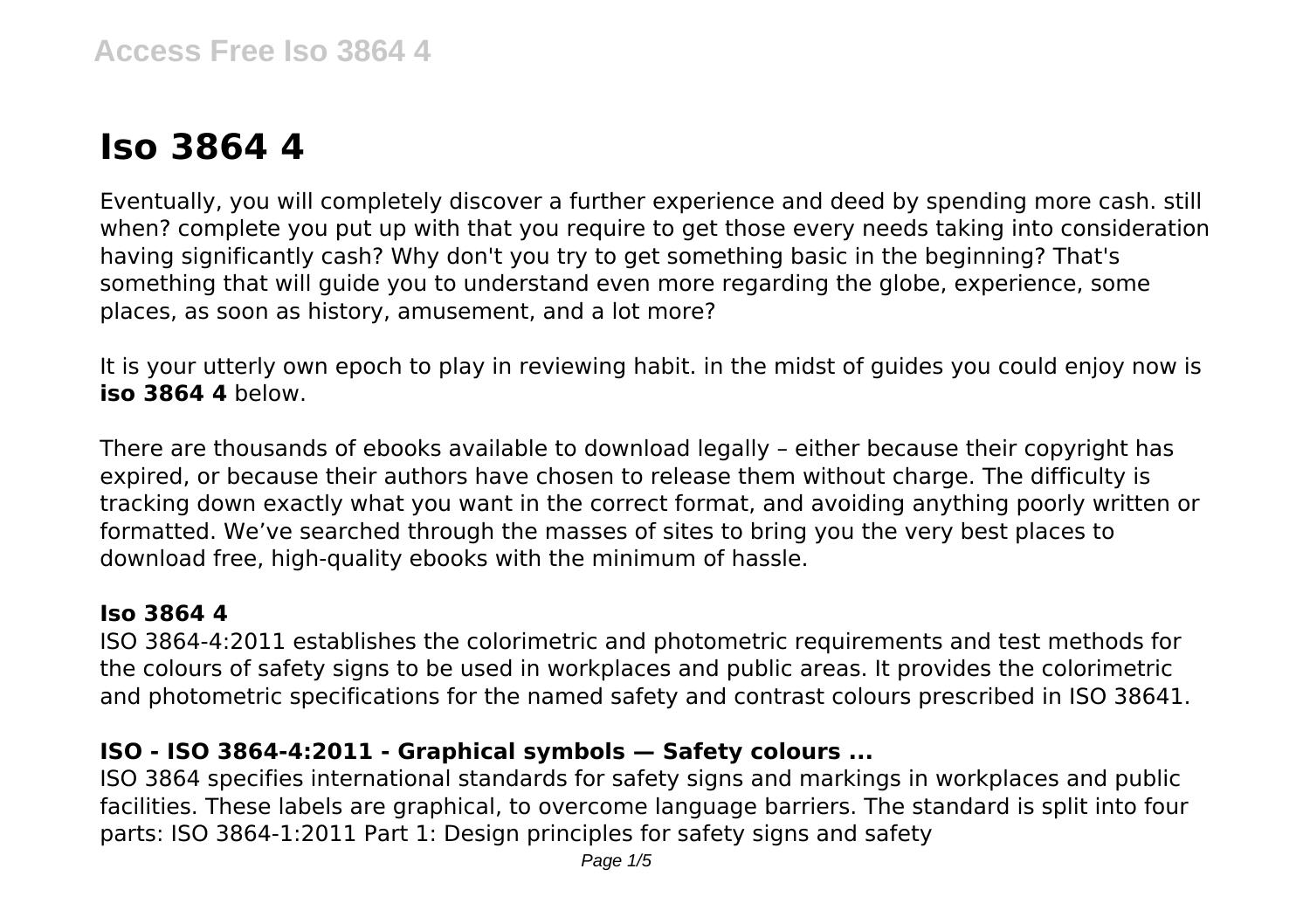# Iso 3864 4

Eventually, you will completely discover a further experience and deed by spending more cash. still when? complete you put up with that you require to get those every needs taking into consideration having significantly cash? Why don't you try to get something basic in the beginning? That's something that will guide you to understand even more regarding the globe, experience, some places, as soon as history, amusement, and a lot more?

It is your utterly own epoch to play in reviewing habit. in the midst of guides you could enjoy now is **iso 3864 4** below.

There are thousands of ebooks available to download legally – either because their copyright has expired, or because their authors have chosen to release them without charge. The difficulty is tracking down exactly what you want in the correct format, and avoiding anything poorly written or formatted. We've searched through the masses of sites to bring you the very best places to download free, high-quality ebooks with the minimum of hassle.

### Iso 3864 4

ISO 3864-4:2011 establishes the colorimetric and photometric requirements and test methods for the colours of safety signs to be used in workplaces and public areas. It provides the colorimetric and photometric specifications for the named safety and contrast colours prescribed in ISO 38641.

### ISO - ISO 3864-4:2011 - Graphical symbols — Safety colours ...

ISO 3864 specifies international standards for safety signs and markings in workplaces and public facilities. These labels are graphical, to overcome language barriers. The standard is split into four parts: ISO 3864-1:2011 Part 1: Design principles for safety signs and safety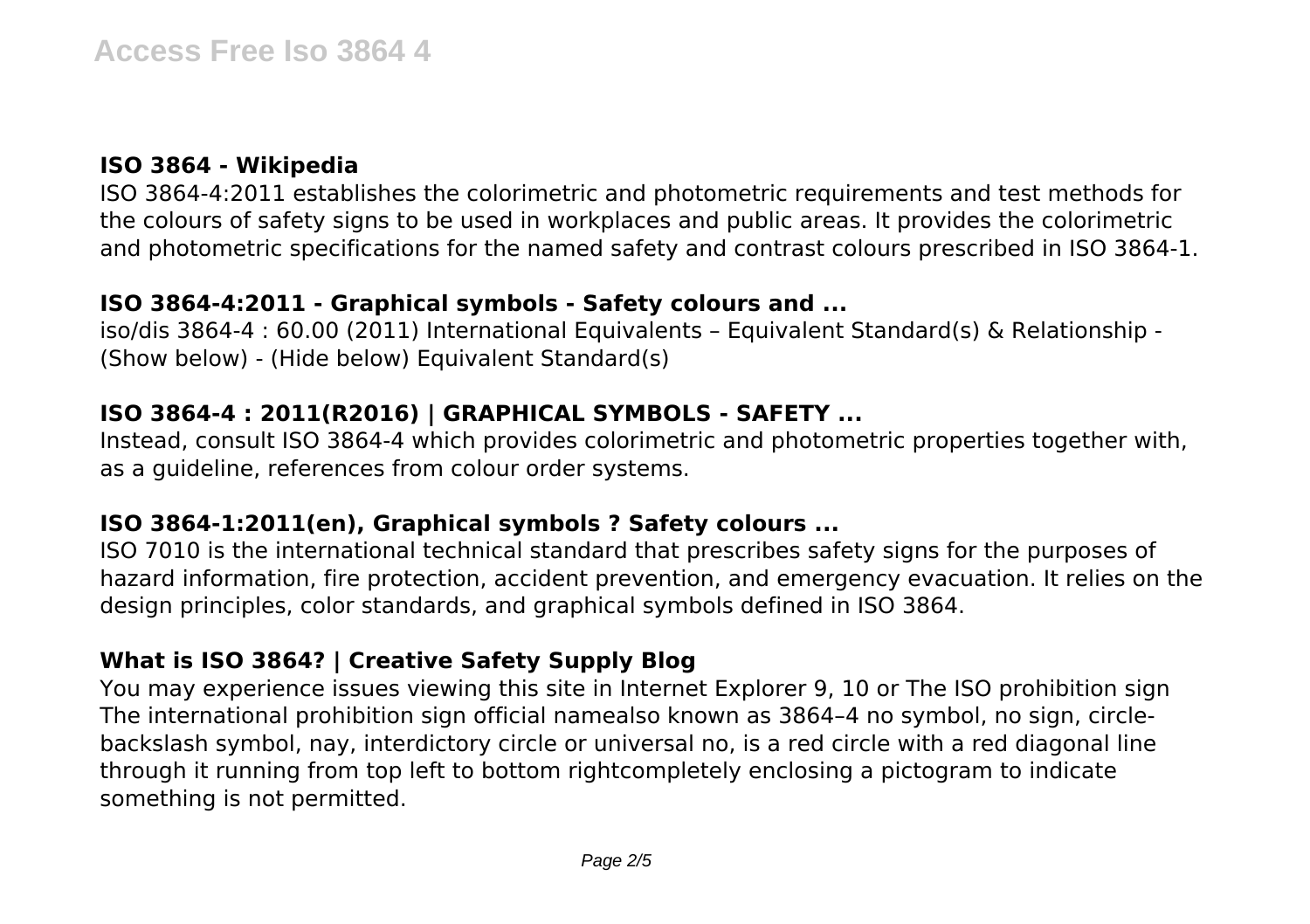### ISO 3864 - Wikipedia

ISO 3864-4:2011 establishes the colorimetric and photometric requirements and test methods for the colours of safety signs to be used in workplaces and public areas. It provides the colorimetric and photometric specifications for the named safety and contrast colours prescribed in ISO 3864-1.

### ISO 3864-4:2011 - Graphical symbols - Safety colours and ...

iso/dis 3864-4 : 60.00 (2011) International Equivalents – Equivalent Standard(s) & Relationship - (Show below) - (Hide below) Equivalent Standard(s)

### ISO 3864-4 : 2011(R2016) | GRAPHICAL SYMBOLS - SAFETY ...

Instead, consult ISO 3864-4 which provides colorimetric and photometric properties together with, as a guideline, references from colour order systems.

### ISO 3864-1:2011(en), Graphical symbols ? Safety colours ...

ISO 7010 is the international technical standard that prescribes safety signs for the purposes of hazard information, fire protection, accident prevention, and emergency evacuation. It relies on the design principles, color standards, and graphical symbols defined in ISO 3864.

### What is ISO 3864? | Creative Safety Supply Blog

You may experience issues viewing this site in Internet Explorer 9, 10 or The ISO prohibition sign The international prohibition sign official namealso known as 3864–4 no symbol, no sign, circle-backslash symbol, nay, interdictory circle or universal no, is a red circle with a red diagonal line through it running from top left to bottom rightcompletely enclosing a pictogram to indicate something is not permitted.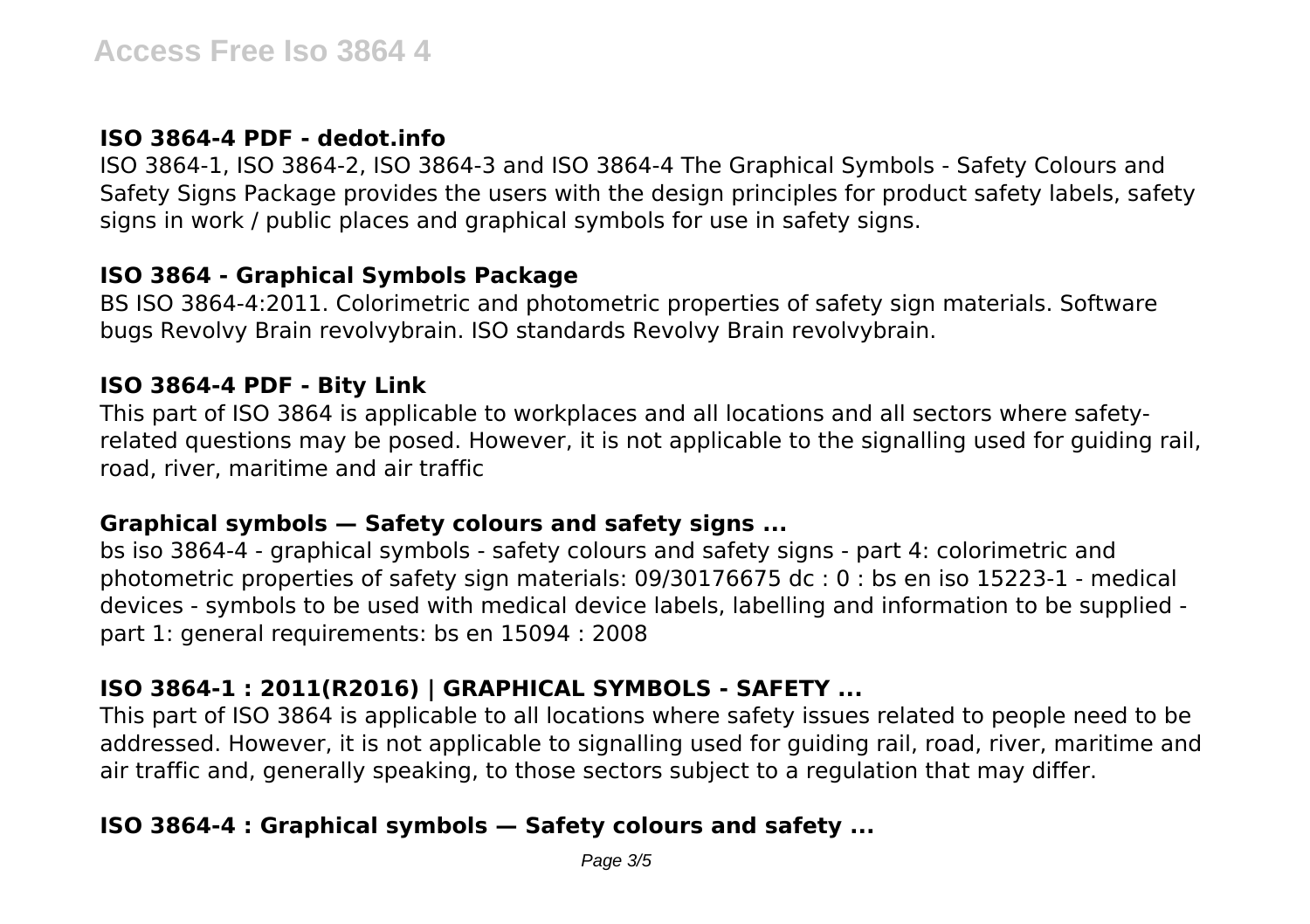### ISO 3864-4 PDF - dedot.info

ISO 3864-1, ISO 3864-2, ISO 3864-3 and ISO 3864-4 The Graphical Symbols - Safety Colours and Safety Signs Package provides the users with the design principles for product safety labels, safety signs in work / public places and graphical symbols for use in safety signs.

### ISO 3864 - Graphical Symbols Package

BS ISO 3864-4:2011. Colorimetric and photometric properties of safety sign materials. Software bugs Revolvy Brain revolvybrain. ISO standards Revolvy Brain revolvybrain.

### ISO 3864-4 PDF - Bity Link

This part of ISO 3864 is applicable to workplaces and all locations and all sectors where safety-related questions may be posed. However, it is not applicable to the signalling used for guiding rail, road, river, maritime and air traffic

### Graphical symbols — Safety colours and safety signs ...

bs iso 3864-4 - graphical symbols - safety colours and safety signs - part 4: colorimetric and photometric properties of safety sign materials: 09/30176675 dc : 0 : bs en iso 15223-1 - medical devices - symbols to be used with medical device labels, labelling and information to be supplied - part 1: general requirements: bs en 15094 : 2008

### ISO 3864-1 : 2011(R2016) | GRAPHICAL SYMBOLS - SAFETY ...

This part of ISO 3864 is applicable to all locations where safety issues related to people need to be addressed. However, it is not applicable to signalling used for guiding rail, road, river, maritime and air traffic and, generally speaking, to those sectors subject to a regulation that may differ.

### ISO 3864-4 : Graphical symbols — Safety colours and safety ...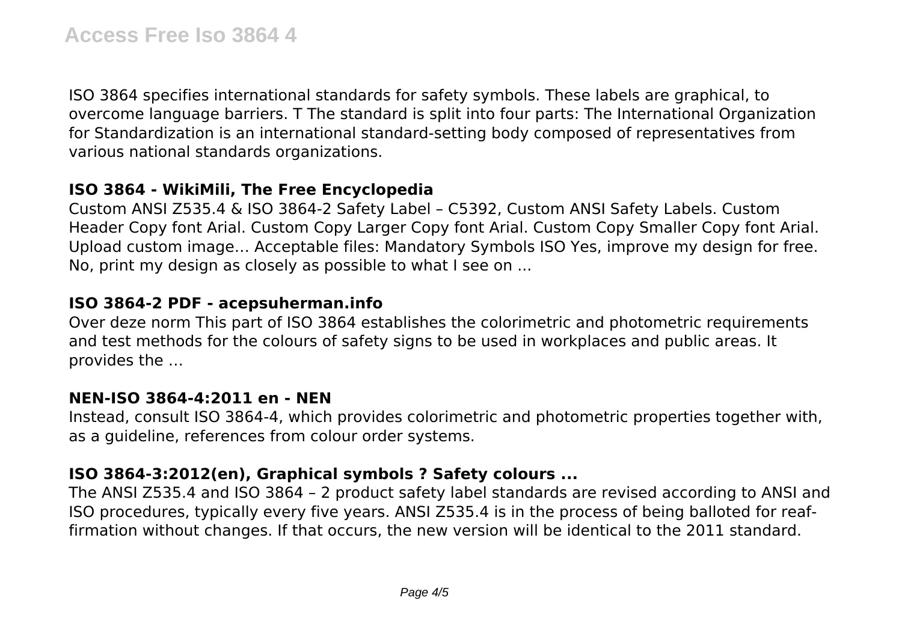ISO 3864 specifies international standards for safety symbols. These labels are graphical, to overcome language barriers. T The standard is split into four parts: The International Organization for Standardization is an international standard-setting body composed of representatives from various national standards organizations.

**ISO 3864 - WikiMili, The Free Encyclopedia**

Custom ANSI Z535.4 & ISO 3864-2 Safety Label – C5392, Custom ANSI Safety Labels. Custom Header Copy font Arial. Custom Copy Larger Copy font Arial. Custom Copy Smaller Copy font Arial. Upload custom image… Acceptable files: Mandatory Symbols ISO Yes, improve my design for free. No, print my design as closely as possible to what I see on ...

**ISO 3864-2 PDF - acepsuherman.info**

Over deze norm This part of ISO 3864 establishes the colorimetric and photometric requirements and test methods for the colours of safety signs to be used in workplaces and public areas. It provides the …

**NEN-ISO 3864-4:2011 en - NEN**

Instead, consult ISO 3864-4, which provides colorimetric and photometric properties together with, as a guideline, references from colour order systems.

**ISO 3864-3:2012(en), Graphical symbols ? Safety colours ...**

The ANSI Z535.4 and ISO 3864 – 2 product safety label standards are revised according to ANSI and ISO procedures, typically every five years. ANSI Z535.4 is in the process of being balloted for reaffirmation without changes. If that occurs, the new version will be identical to the 2011 standard.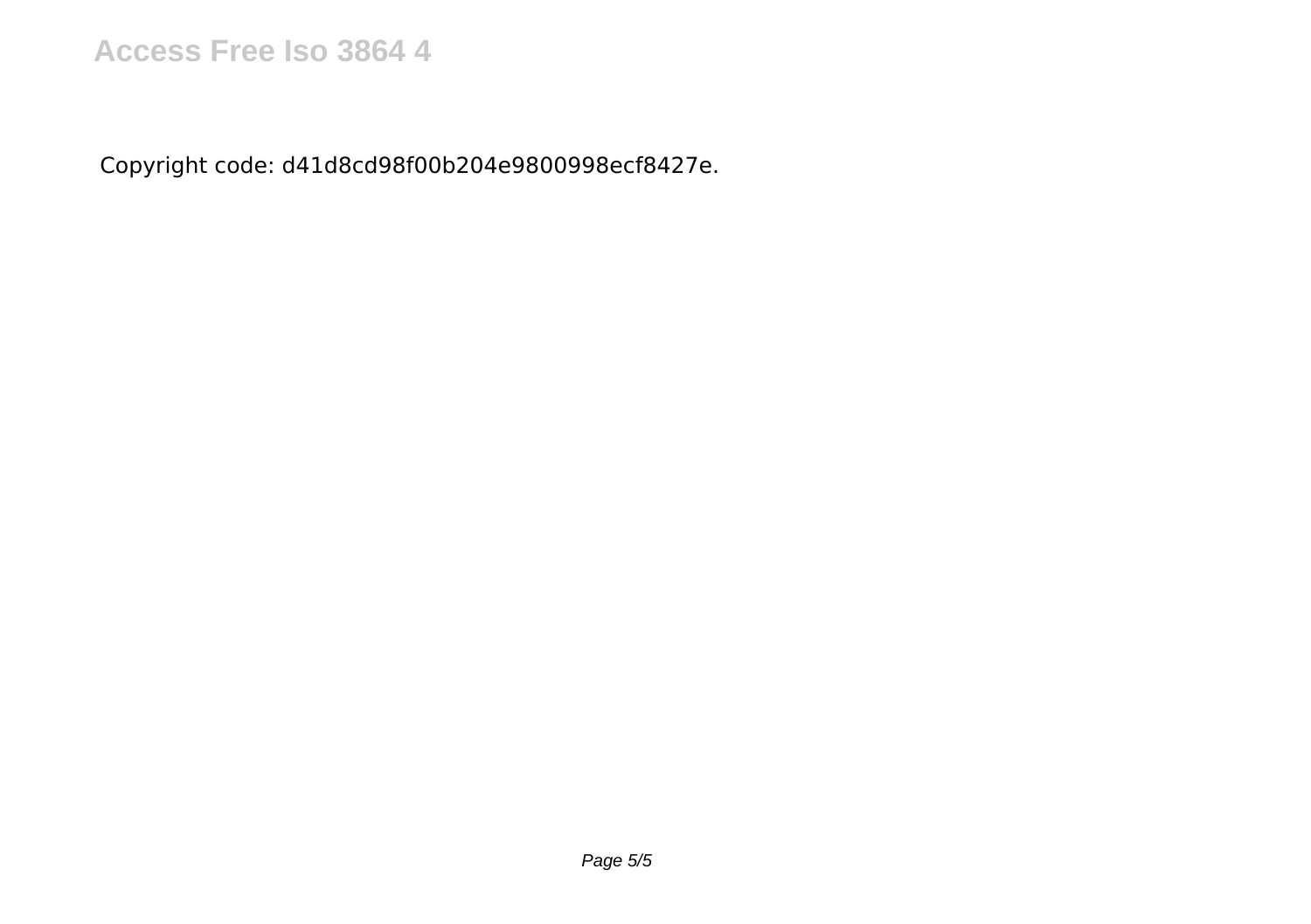Copyright code: d41d8cd98f00b204e9800998ecf8427e.